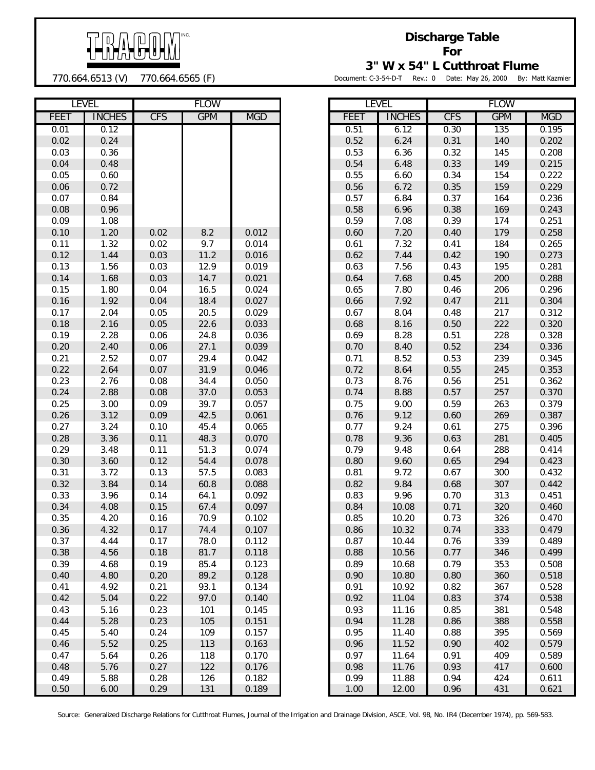TRACOM INC.

770.664.6513 (V) 770.664.6565 (F)

# Discharge Table For 3" W x 54" L Cutthroat Flume

Document: C-3-54-D-T Rev.: 0 Date: May 26, 2000 By: Matt Kazmier

| LEVEL | | FLOW | | |
|---|---|---|---|---|
| FEET | INCHES | CFS | GPM | MGD |
| 0.01 | 0.12 | | | |
| 0.02 | 0.24 | | | |
| 0.03 | 0.36 | | | |
| 0.04 | 0.48 | | | |
| 0.05 | 0.60 | | | |
| 0.06 | 0.72 | | | |
| 0.07 | 0.84 | | | |
| 0.08 | 0.96 | | | |
| 0.09 | 1.08 | | | |
| 0.10 | 1.20 | 0.02 | 8.2 | 0.012 |
| 0.11 | 1.32 | 0.02 | 9.7 | 0.014 |
| 0.12 | 1.44 | 0.03 | 11.2 | 0.016 |
| 0.13 | 1.56 | 0.03 | 12.9 | 0.019 |
| 0.14 | 1.68 | 0.03 | 14.7 | 0.021 |
| 0.15 | 1.80 | 0.04 | 16.5 | 0.024 |
| 0.16 | 1.92 | 0.04 | 18.4 | 0.027 |
| 0.17 | 2.04 | 0.05 | 20.5 | 0.029 |
| 0.18 | 2.16 | 0.05 | 22.6 | 0.033 |
| 0.19 | 2.28 | 0.06 | 24.8 | 0.036 |
| 0.20 | 2.40 | 0.06 | 27.1 | 0.039 |
| 0.21 | 2.52 | 0.07 | 29.4 | 0.042 |
| 0.22 | 2.64 | 0.07 | 31.9 | 0.046 |
| 0.23 | 2.76 | 0.08 | 34.4 | 0.050 |
| 0.24 | 2.88 | 0.08 | 37.0 | 0.053 |
| 0.25 | 3.00 | 0.09 | 39.7 | 0.057 |
| 0.26 | 3.12 | 0.09 | 42.5 | 0.061 |
| 0.27 | 3.24 | 0.10 | 45.4 | 0.065 |
| 0.28 | 3.36 | 0.11 | 48.3 | 0.070 |
| 0.29 | 3.48 | 0.11 | 51.3 | 0.074 |
| 0.30 | 3.60 | 0.12 | 54.4 | 0.078 |
| 0.31 | 3.72 | 0.13 | 57.5 | 0.083 |
| 0.32 | 3.84 | 0.14 | 60.8 | 0.088 |
| 0.33 | 3.96 | 0.14 | 64.1 | 0.092 |
| 0.34 | 4.08 | 0.15 | 67.4 | 0.097 |
| 0.35 | 4.20 | 0.16 | 70.9 | 0.102 |
| 0.36 | 4.32 | 0.17 | 74.4 | 0.107 |
| 0.37 | 4.44 | 0.17 | 78.0 | 0.112 |
| 0.38 | 4.56 | 0.18 | 81.7 | 0.118 |
| 0.39 | 4.68 | 0.19 | 85.4 | 0.123 |
| 0.40 | 4.80 | 0.20 | 89.2 | 0.128 |
| 0.41 | 4.92 | 0.21 | 93.1 | 0.134 |
| 0.42 | 5.04 | 0.22 | 97.0 | 0.140 |
| 0.43 | 5.16 | 0.23 | 101 | 0.145 |
| 0.44 | 5.28 | 0.23 | 105 | 0.151 |
| 0.45 | 5.40 | 0.24 | 109 | 0.157 |
| 0.46 | 5.52 | 0.25 | 113 | 0.163 |
| 0.47 | 5.64 | 0.26 | 118 | 0.170 |
| 0.48 | 5.76 | 0.27 | 122 | 0.176 |
| 0.49 | 5.88 | 0.28 | 126 | 0.182 |
| 0.50 | 6.00 | 0.29 | 131 | 0.189 |
| 0.51 | 6.12 | 0.30 | 135 | 0.195 |
| 0.52 | 6.24 | 0.31 | 140 | 0.202 |
| 0.53 | 6.36 | 0.32 | 145 | 0.208 |
| 0.54 | 6.48 | 0.33 | 149 | 0.215 |
| 0.55 | 6.60 | 0.34 | 154 | 0.222 |
| 0.56 | 6.72 | 0.35 | 159 | 0.229 |
| 0.57 | 6.84 | 0.37 | 164 | 0.236 |
| 0.58 | 6.96 | 0.38 | 169 | 0.243 |
| 0.59 | 7.08 | 0.39 | 174 | 0.251 |
| 0.60 | 7.20 | 0.40 | 179 | 0.258 |
| 0.61 | 7.32 | 0.41 | 184 | 0.265 |
| 0.62 | 7.44 | 0.42 | 190 | 0.273 |
| 0.63 | 7.56 | 0.43 | 195 | 0.281 |
| 0.64 | 7.68 | 0.45 | 200 | 0.288 |
| 0.65 | 7.80 | 0.46 | 206 | 0.296 |
| 0.66 | 7.92 | 0.47 | 211 | 0.304 |
| 0.67 | 8.04 | 0.48 | 217 | 0.312 |
| 0.68 | 8.16 | 0.50 | 222 | 0.320 |
| 0.69 | 8.28 | 0.51 | 228 | 0.328 |
| 0.70 | 8.40 | 0.52 | 234 | 0.336 |
| 0.71 | 8.52 | 0.53 | 239 | 0.345 |
| 0.72 | 8.64 | 0.55 | 245 | 0.353 |
| 0.73 | 8.76 | 0.56 | 251 | 0.362 |
| 0.74 | 8.88 | 0.57 | 257 | 0.370 |
| 0.75 | 9.00 | 0.59 | 263 | 0.379 |
| 0.76 | 9.12 | 0.60 | 269 | 0.387 |
| 0.77 | 9.24 | 0.61 | 275 | 0.396 |
| 0.78 | 9.36 | 0.63 | 281 | 0.405 |
| 0.79 | 9.48 | 0.64 | 288 | 0.414 |
| 0.80 | 9.60 | 0.65 | 294 | 0.423 |
| 0.81 | 9.72 | 0.67 | 300 | 0.432 |
| 0.82 | 9.84 | 0.68 | 307 | 0.442 |
| 0.83 | 9.96 | 0.70 | 313 | 0.451 |
| 0.84 | 10.08 | 0.71 | 320 | 0.460 |
| 0.85 | 10.20 | 0.73 | 326 | 0.470 |
| 0.86 | 10.32 | 0.74 | 333 | 0.479 |
| 0.87 | 10.44 | 0.76 | 339 | 0.489 |
| 0.88 | 10.56 | 0.77 | 346 | 0.499 |
| 0.89 | 10.68 | 0.79 | 353 | 0.508 |
| 0.90 | 10.80 | 0.80 | 360 | 0.518 |
| 0.91 | 10.92 | 0.82 | 367 | 0.528 |
| 0.92 | 11.04 | 0.83 | 374 | 0.538 |
| 0.93 | 11.16 | 0.85 | 381 | 0.548 |
| 0.94 | 11.28 | 0.86 | 388 | 0.558 |
| 0.95 | 11.40 | 0.88 | 395 | 0.569 |
| 0.96 | 11.52 | 0.90 | 402 | 0.579 |
| 0.97 | 11.64 | 0.91 | 409 | 0.589 |
| 0.98 | 11.76 | 0.93 | 417 | 0.600 |
| 0.99 | 11.88 | 0.94 | 424 | 0.611 |
| 1.00 | 12.00 | 0.96 | 431 | 0.621 |

Source: Generalized Discharge Relations for Cutthroat Flumes, Journal of the Irrigation and Drainage Division, ASCE, Vol. 98, No. IR4 (December 1974), pp. 569-583.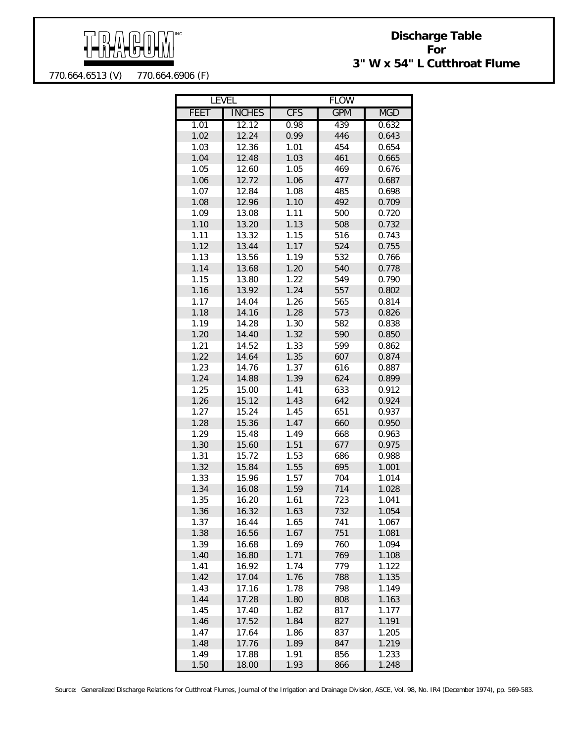TRACOM INC.

770.664.6513 (V) 770.664.6906 (F)

# Discharge Table For 3" W x 54" L Cutthroat Flume

| LEVEL | | FLOW | | |
|---|---|---|---|---|
| FEET | INCHES | CFS | GPM | MGD |
| 1.01 | 12.12 | 0.98 | 439 | 0.632 |
| 1.02 | 12.24 | 0.99 | 446 | 0.643 |
| 1.03 | 12.36 | 1.01 | 454 | 0.654 |
| 1.04 | 12.48 | 1.03 | 461 | 0.665 |
| 1.05 | 12.60 | 1.05 | 469 | 0.676 |
| 1.06 | 12.72 | 1.06 | 477 | 0.687 |
| 1.07 | 12.84 | 1.08 | 485 | 0.698 |
| 1.08 | 12.96 | 1.10 | 492 | 0.709 |
| 1.09 | 13.08 | 1.11 | 500 | 0.720 |
| 1.10 | 13.20 | 1.13 | 508 | 0.732 |
| 1.11 | 13.32 | 1.15 | 516 | 0.743 |
| 1.12 | 13.44 | 1.17 | 524 | 0.755 |
| 1.13 | 13.56 | 1.19 | 532 | 0.766 |
| 1.14 | 13.68 | 1.20 | 540 | 0.778 |
| 1.15 | 13.80 | 1.22 | 549 | 0.790 |
| 1.16 | 13.92 | 1.24 | 557 | 0.802 |
| 1.17 | 14.04 | 1.26 | 565 | 0.814 |
| 1.18 | 14.16 | 1.28 | 573 | 0.826 |
| 1.19 | 14.28 | 1.30 | 582 | 0.838 |
| 1.20 | 14.40 | 1.32 | 590 | 0.850 |
| 1.21 | 14.52 | 1.33 | 599 | 0.862 |
| 1.22 | 14.64 | 1.35 | 607 | 0.874 |
| 1.23 | 14.76 | 1.37 | 616 | 0.887 |
| 1.24 | 14.88 | 1.39 | 624 | 0.899 |
| 1.25 | 15.00 | 1.41 | 633 | 0.912 |
| 1.26 | 15.12 | 1.43 | 642 | 0.924 |
| 1.27 | 15.24 | 1.45 | 651 | 0.937 |
| 1.28 | 15.36 | 1.47 | 660 | 0.950 |
| 1.29 | 15.48 | 1.49 | 668 | 0.963 |
| 1.30 | 15.60 | 1.51 | 677 | 0.975 |
| 1.31 | 15.72 | 1.53 | 686 | 0.988 |
| 1.32 | 15.84 | 1.55 | 695 | 1.001 |
| 1.33 | 15.96 | 1.57 | 704 | 1.014 |
| 1.34 | 16.08 | 1.59 | 714 | 1.028 |
| 1.35 | 16.20 | 1.61 | 723 | 1.041 |
| 1.36 | 16.32 | 1.63 | 732 | 1.054 |
| 1.37 | 16.44 | 1.65 | 741 | 1.067 |
| 1.38 | 16.56 | 1.67 | 751 | 1.081 |
| 1.39 | 16.68 | 1.69 | 760 | 1.094 |
| 1.40 | 16.80 | 1.71 | 769 | 1.108 |
| 1.41 | 16.92 | 1.74 | 779 | 1.122 |
| 1.42 | 17.04 | 1.76 | 788 | 1.135 |
| 1.43 | 17.16 | 1.78 | 798 | 1.149 |
| 1.44 | 17.28 | 1.80 | 808 | 1.163 |
| 1.45 | 17.40 | 1.82 | 817 | 1.177 |
| 1.46 | 17.52 | 1.84 | 827 | 1.191 |
| 1.47 | 17.64 | 1.86 | 837 | 1.205 |
| 1.48 | 17.76 | 1.89 | 847 | 1.219 |
| 1.49 | 17.88 | 1.91 | 856 | 1.233 |
| 1.50 | 18.00 | 1.93 | 866 | 1.248 |

Source: Generalized Discharge Relations for Cutthroat Flumes, Journal of the Irrigation and Drainage Division, ASCE, Vol. 98, No. IR4 (December 1974), pp. 569-583.